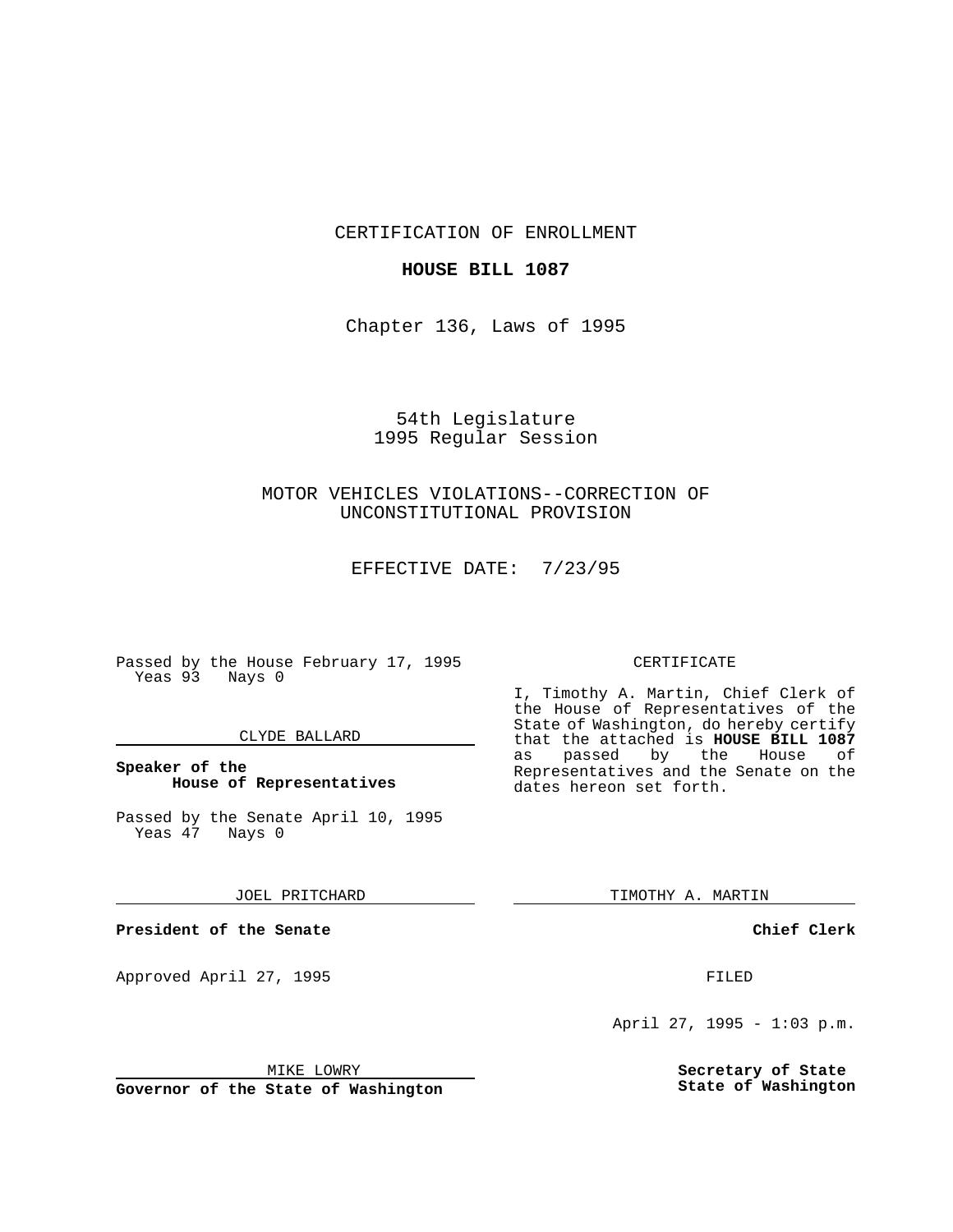CERTIFICATION OF ENROLLMENT

**HOUSE BILL 1087**

Chapter 136, Laws of 1995

54th Legislature
1995 Regular Session

MOTOR VEHICLES VIOLATIONS--CORRECTION OF UNCONSTITUTIONAL PROVISION

EFFECTIVE DATE: 7/23/95

Passed by the House February 17, 1995
Yeas 93 Nays 0

CLYDE BALLARD

**Speaker of the House of Representatives**

Passed by the Senate April 10, 1995
Yeas 47 Nays 0

JOEL PRITCHARD

**President of the Senate**

Approved April 27, 1995

MIKE LOWRY

**Governor of the State of Washington**

CERTIFICATE

I, Timothy A. Martin, Chief Clerk of the House of Representatives of the State of Washington, do hereby certify that the attached is **HOUSE BILL 1087** as passed by the House of Representatives and the Senate on the dates hereon set forth.

TIMOTHY A. MARTIN

**Chief Clerk**

FILED

April 27, 1995 - 1:03 p.m.

**Secretary of State**
**State of Washington**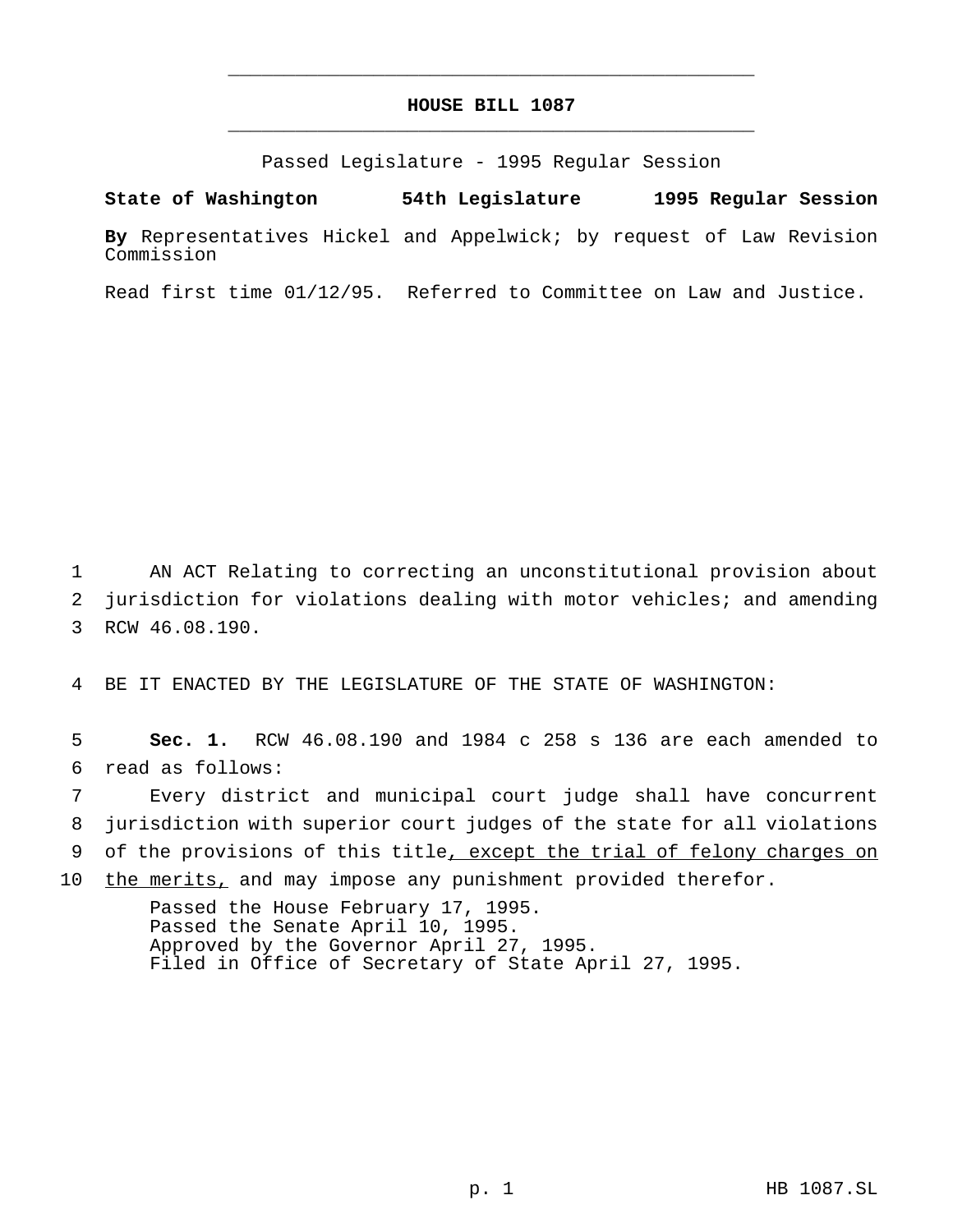# HOUSE BILL 1087

Passed Legislature - 1995 Regular Session

**State of Washington 54th Legislature 1995 Regular Session**

**By** Representatives Hickel and Appelwick; by request of Law Revision Commission

Read first time 01/12/95. Referred to Committee on Law and Justice.

AN ACT Relating to correcting an unconstitutional provision about jurisdiction for violations dealing with motor vehicles; and amending RCW 46.08.190.

BE IT ENACTED BY THE LEGISLATURE OF THE STATE OF WASHINGTON:

**Sec. 1.** RCW 46.08.190 and 1984 c 258 s 136 are each amended to read as follows:

Every district and municipal court judge shall have concurrent jurisdiction with superior court judges of the state for all violations of the provisions of this title<u>, except the trial of felony charges on the merits,</u> and may impose any punishment provided therefor.

Passed the House February 17, 1995.
Passed the Senate April 10, 1995.
Approved by the Governor April 27, 1995.
Filed in Office of Secretary of State April 27, 1995.